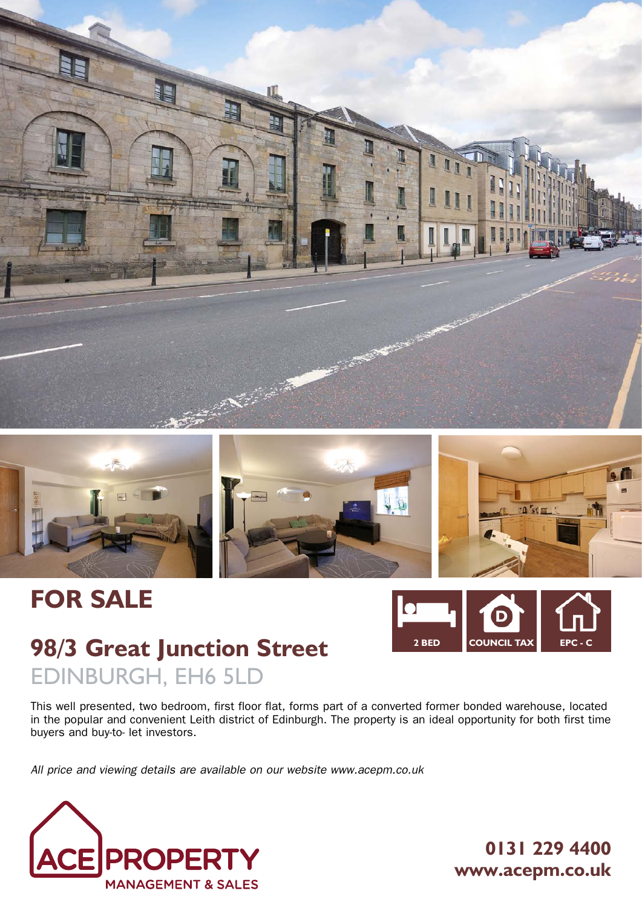# FOR SALE

## 98/3 Great Junction Street

EDINBURGH, EH6 5LD

2 BED | COUNCIL TAX D | EPC - C

This well presented, two bedroom, first floor flat, forms part of a converted former bonded warehouse, located in the popular and convenient Leith district of Edinburgh. The property is an ideal opportunity for both first time buyers and buy-to- let investors.

*All price and viewing details are available on our website www.acepm.co.uk*

ACE PROPERTY MANAGEMENT & SALES

**0131 229 4400**
**www.acepm.co.uk**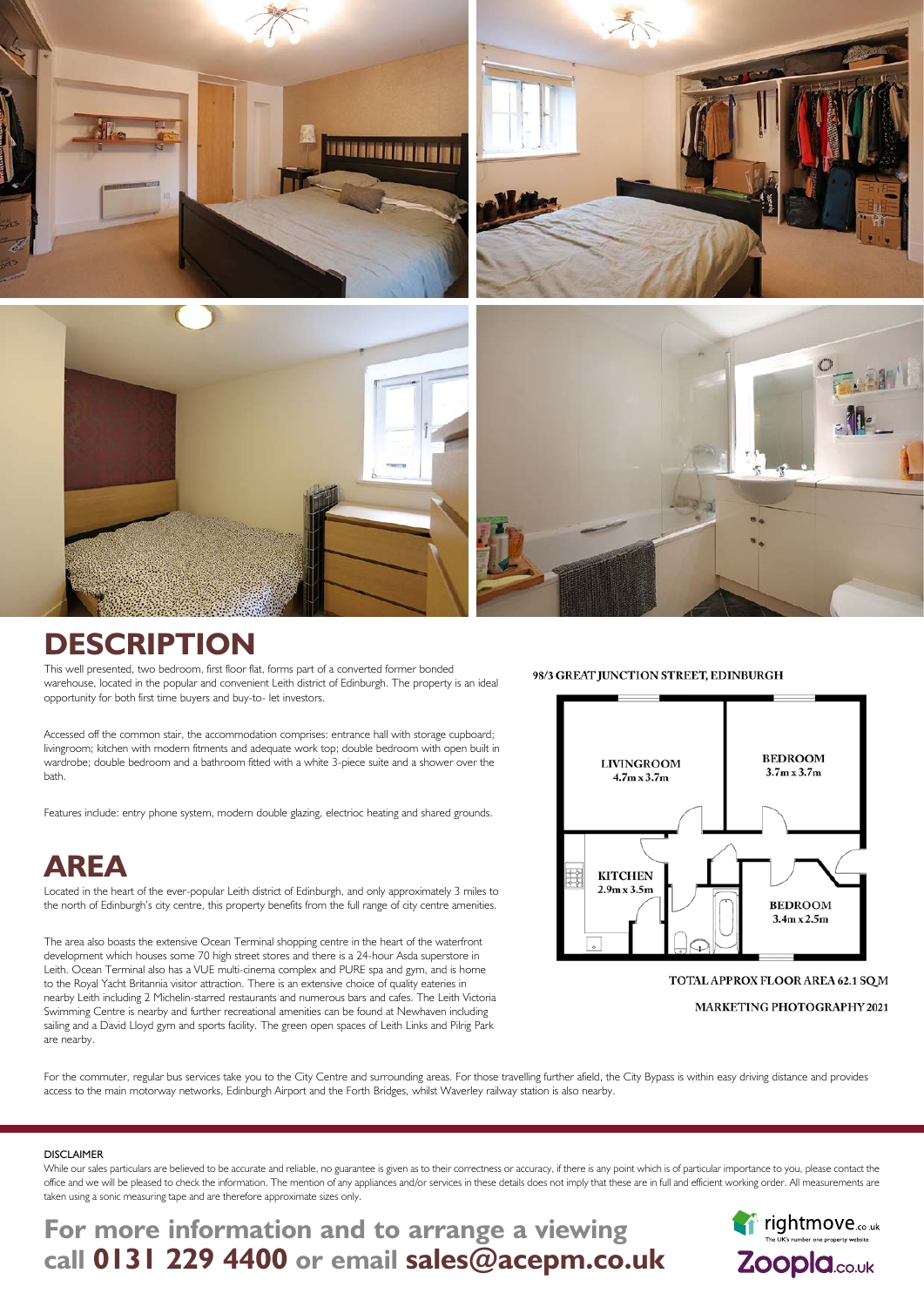## DESCRIPTION

This well presented, two bedroom, first floor flat, forms part of a converted former bonded warehouse, located in the popular and convenient Leith district of Edinburgh. The property is an ideal opportunity for both first time buyers and buy-to- let investors.

Accessed off the common stair, the accommodation comprises: entrance hall with storage cupboard; livingroom; kitchen with modern fitments and adequate work top; double bedroom with open built in wardrobe; double bedroom and a bathroom fitted with a white 3-piece suite and a shower over the bath.

Features include: entry phone system, modern double glazing, electrioc heating and shared grounds.

## AREA

Located in the heart of the ever-popular Leith district of Edinburgh, and only approximately 3 miles to the north of Edinburgh's city centre, this property benefits from the full range of city centre amenities.

The area also boasts the extensive Ocean Terminal shopping centre in the heart of the waterfront development which houses some 70 high street stores and there is a 24-hour Asda superstore in Leith. Ocean Terminal also has a VUE multi-cinema complex and PURE spa and gym, and is home to the Royal Yacht Britannia visitor attraction. There is an extensive choice of quality eateries in nearby Leith including 2 Michelin-starred restaurants and numerous bars and cafes. The Leith Victoria Swimming Centre is nearby and further recreational amenities can be found at Newhaven including sailing and a David Lloyd gym and sports facility. The green open spaces of Leith Links and Pilrig Park are nearby.

98/3 GREAT JUNCTION STREET, EDINBURGH

LIVINGROOM
4.7m x 3.7m

BEDROOM
3.7m x 3.7m

KITCHEN
2.9m x 3.5m

BEDROOM
3.4m x 2.5m

TOTAL APPROX FLOOR AREA 62.1 SQ.M

MARKETING PHOTOGRAPHY 2021

For the commuter, regular bus services take you to the City Centre and surrounding areas. For those travelling further afield, the City Bypass is within easy driving distance and provides access to the main motorway networks, Edinburgh Airport and the Forth Bridges, whilst Waverley railway station is also nearby.

DISCLAIMER

While our sales particulars are believed to be accurate and reliable, no guarantee is given as to their correctness or accuracy, if there is any point which is of particular importance to you, please contact the office and we will be pleased to check the information. The mention of any appliances and/or services in these details does not imply that these are in full and efficient working order. All measurements are taken using a sonic measuring tape and are therefore approximate sizes only.

**For more information and to arrange a viewing call 0131 229 4400 or email sales@acepm.co.uk**

rightmove.co.uk The UK's number one property website

Zoopla.co.uk